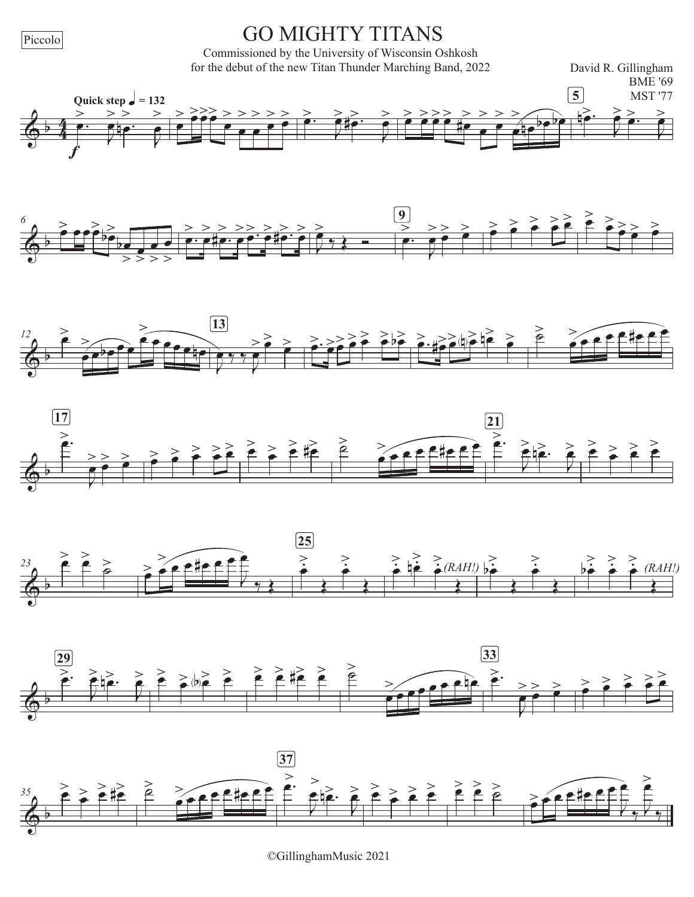Piccolo

# GO MIGHTY TITANS

Commissioned by the University of Wisconsin Oshkosh
for the debut of the new Titan Thunder Marching Band, 2022

David R. Gillingham
BME '69
MST '77

Quick step ♩ = 132

(RAH!)

(RAH!)

©GillinghamMusic 2021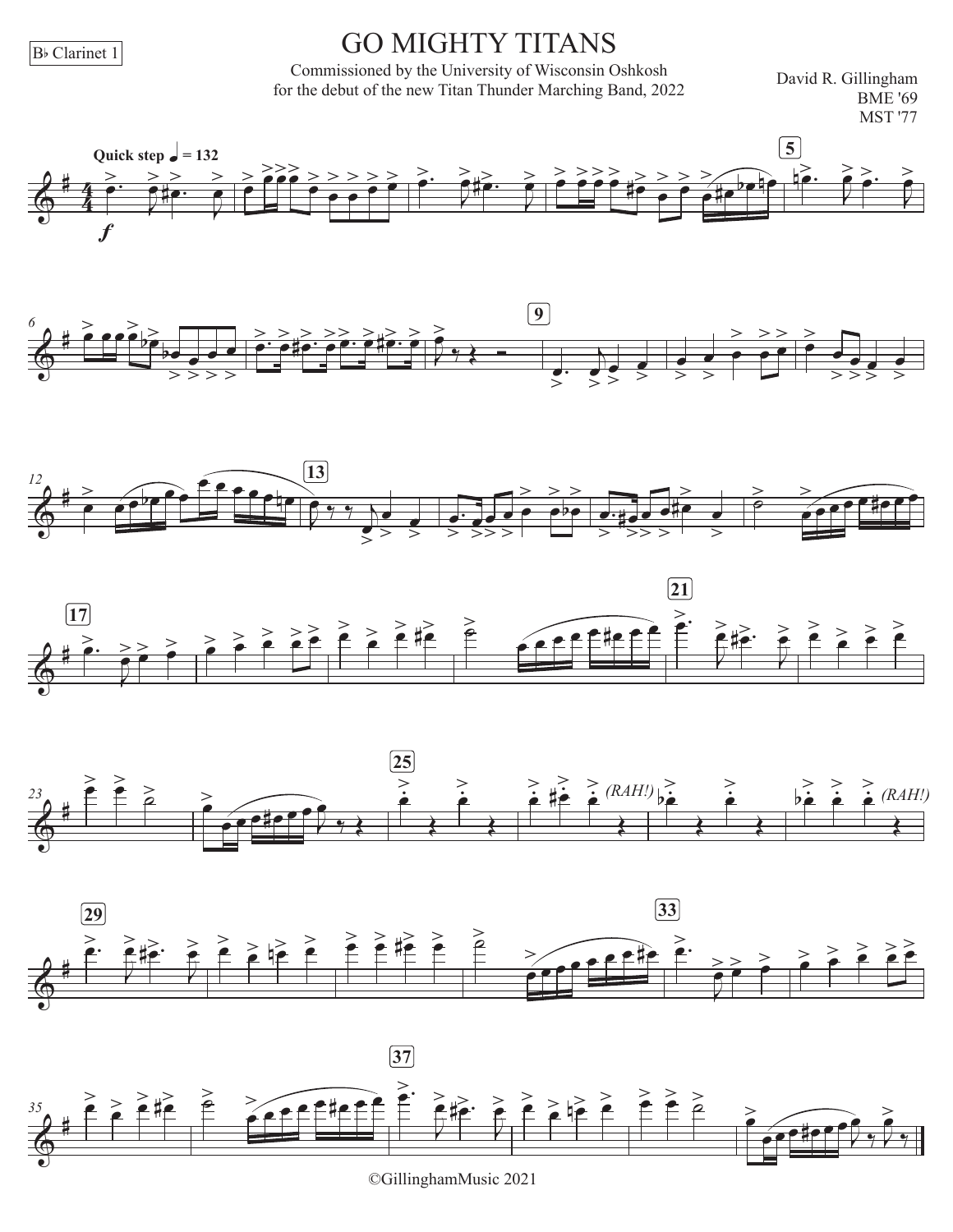B♭ Clarinet 1

# GO MIGHTY TITANS

Commissioned by the University of Wisconsin Oshkosh
for the debut of the new Titan Thunder Marching Band, 2022

David R. Gillingham
BME '69
MST '77

**Quick step** ♩ = 132

©GillinghamMusic 2021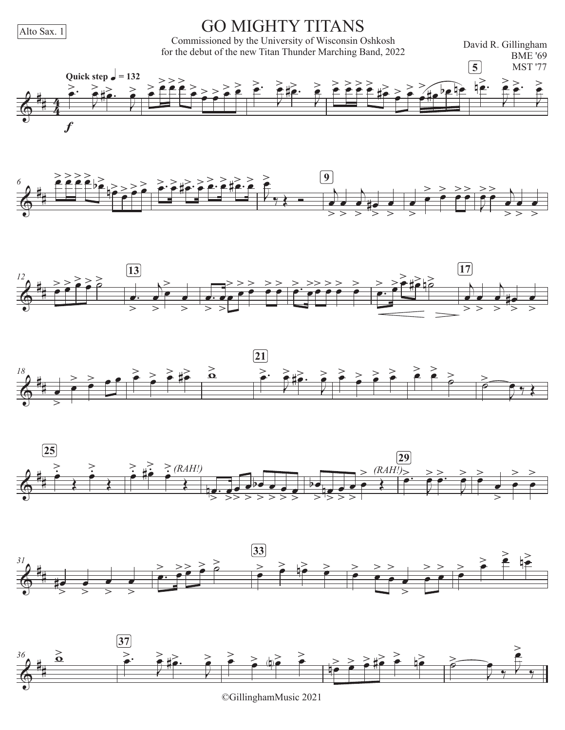Alto Sax. 1

# GO MIGHTY TITANS

Commissioned by the University of Wisconsin Oshkosh
for the debut of the new Titan Thunder Marching Band, 2022

David R. Gillingham
BME '69
MST '77

Quick step ♩ = 132

(RAH!)

(RAH!)

©GillinghamMusic 2021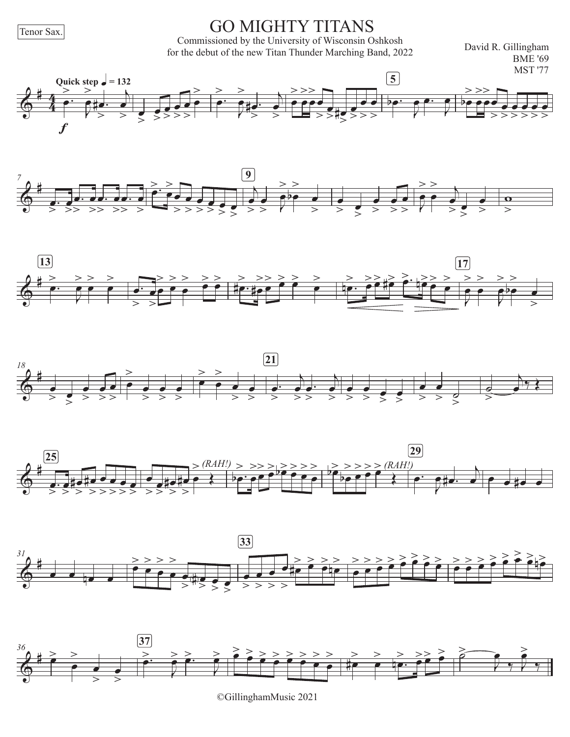Tenor Sax.

# GO MIGHTY TITANS

Commissioned by the University of Wisconsin Oshkosh
for the debut of the new Titan Thunder Marching Band, 2022

David R. Gillingham
BME '69
MST '77

Quick step ♩ = 132

*f*

(RAH!)

(RAH!)

©GillinghamMusic 2021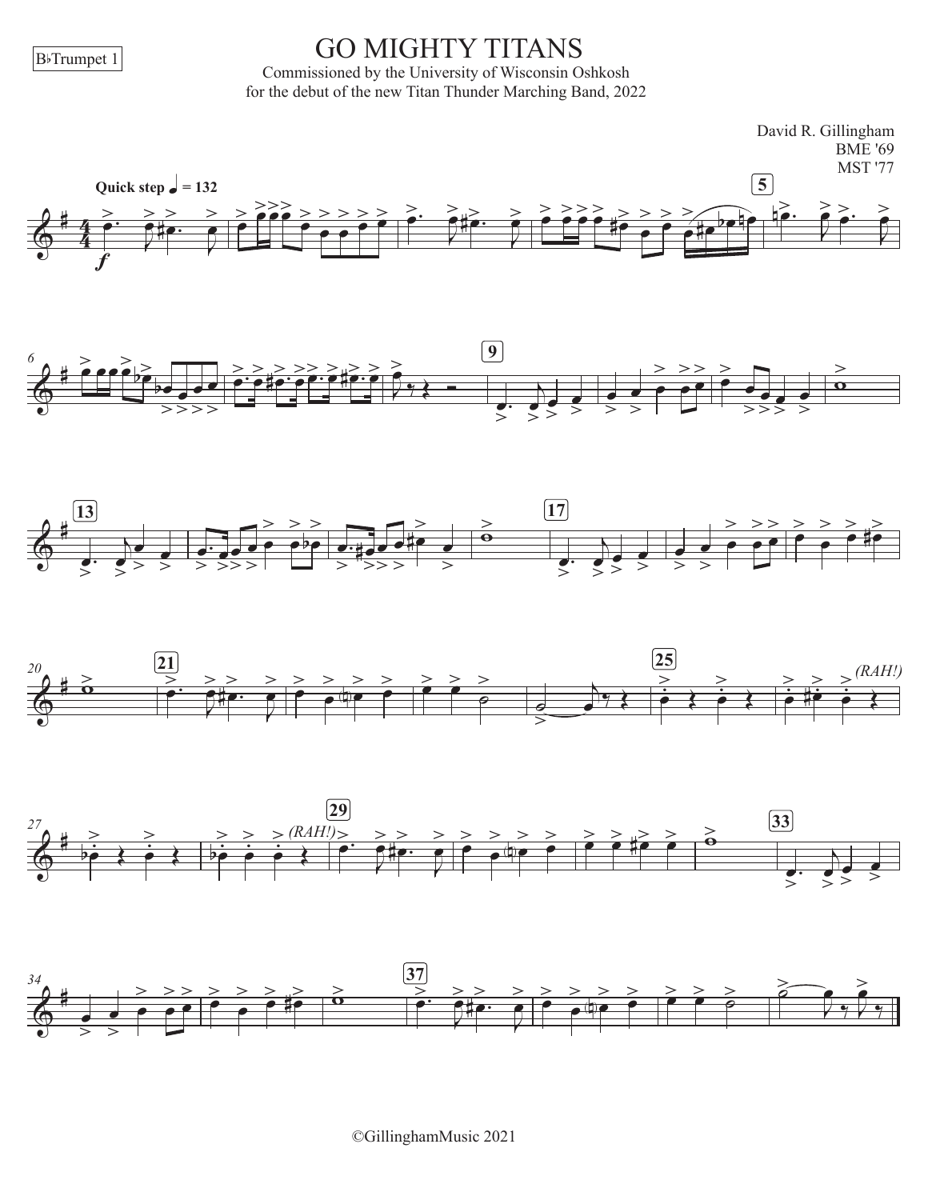B♭Trumpet 1

# GO MIGHTY TITANS

Commissioned by the University of Wisconsin Oshkosh
for the debut of the new Titan Thunder Marching Band, 2022

David R. Gillingham
BME '69
MST '77

**Quick step** ♩ = 132

*(RAH!)*

*(RAH!)*

©GillinghamMusic 2021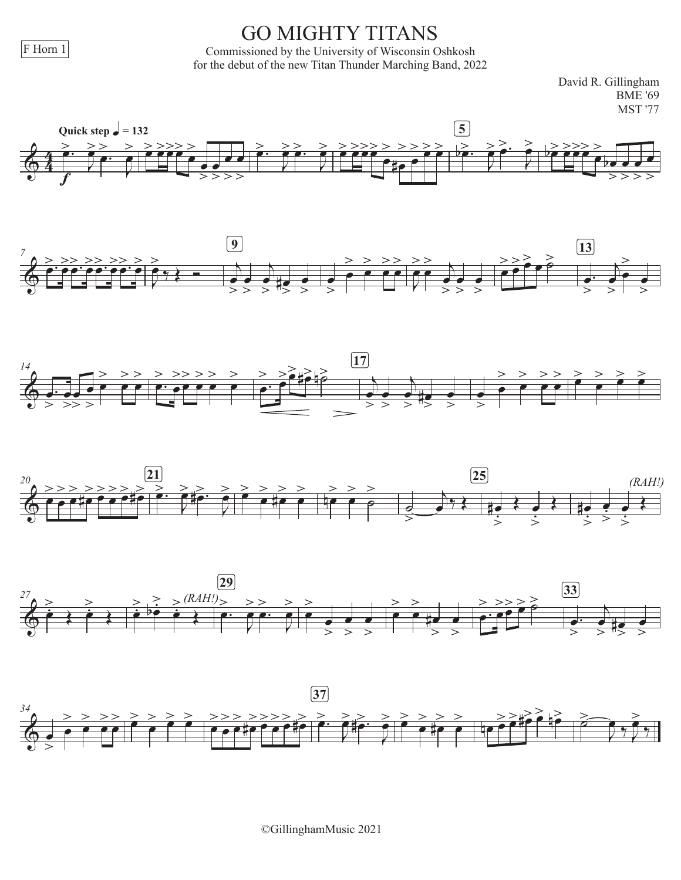F Horn 1

# GO MIGHTY TITANS

Commissioned by the University of Wisconsin Oshkosh
for the debut of the new Titan Thunder Marching Band, 2022

David R. Gillingham
BME '69
MST '77

**Quick step** ♩ = 132

*f*

(RAH!)

(RAH!)

©GillinghamMusic 2021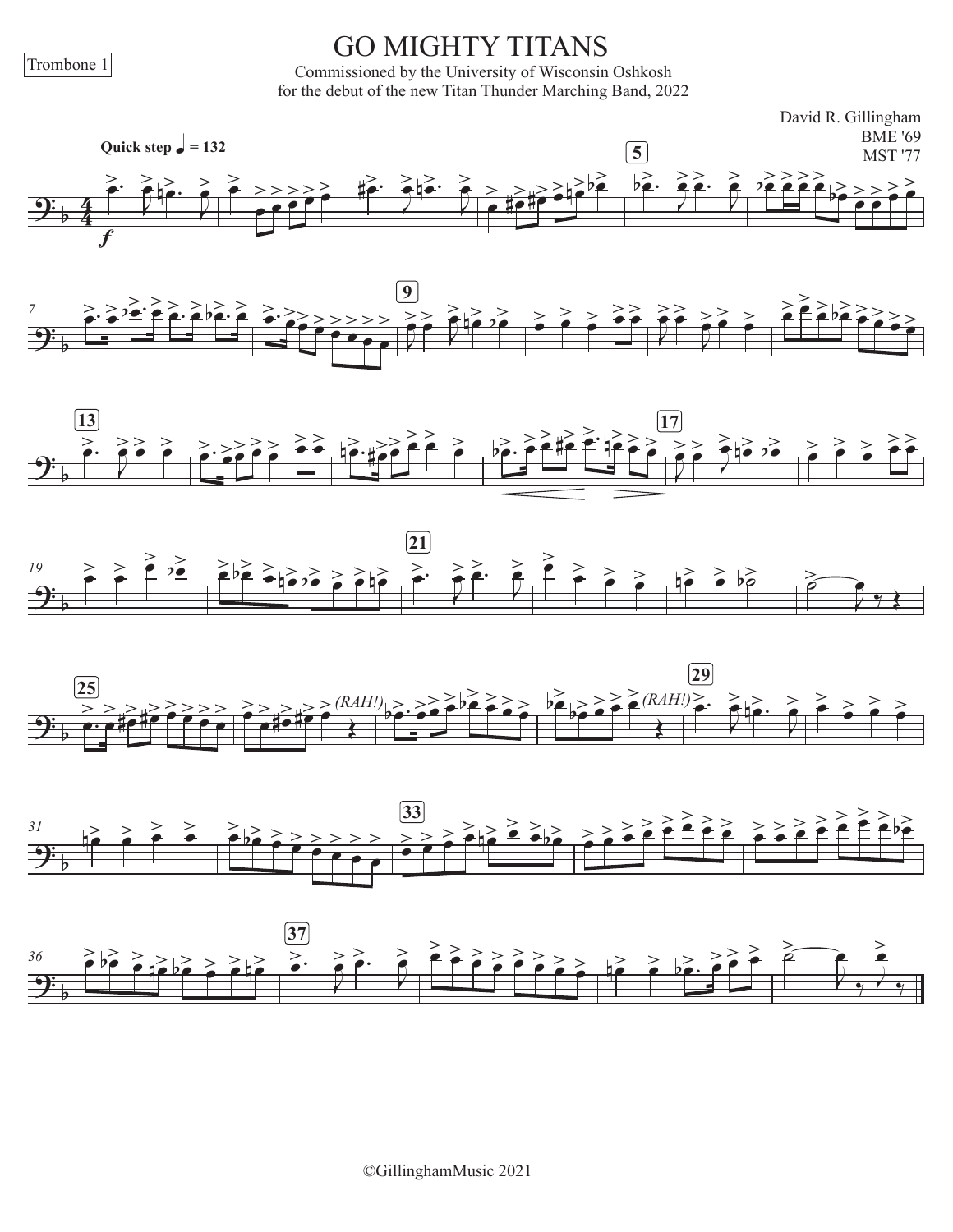Trombone 1

# GO MIGHTY TITANS

Commissioned by the University of Wisconsin Oshkosh
for the debut of the new Titan Thunder Marching Band, 2022

David R. Gillingham
BME '69
MST '77

Quick step ♩ = 132

(RAH!)

(RAH!)

©GillinghamMusic 2021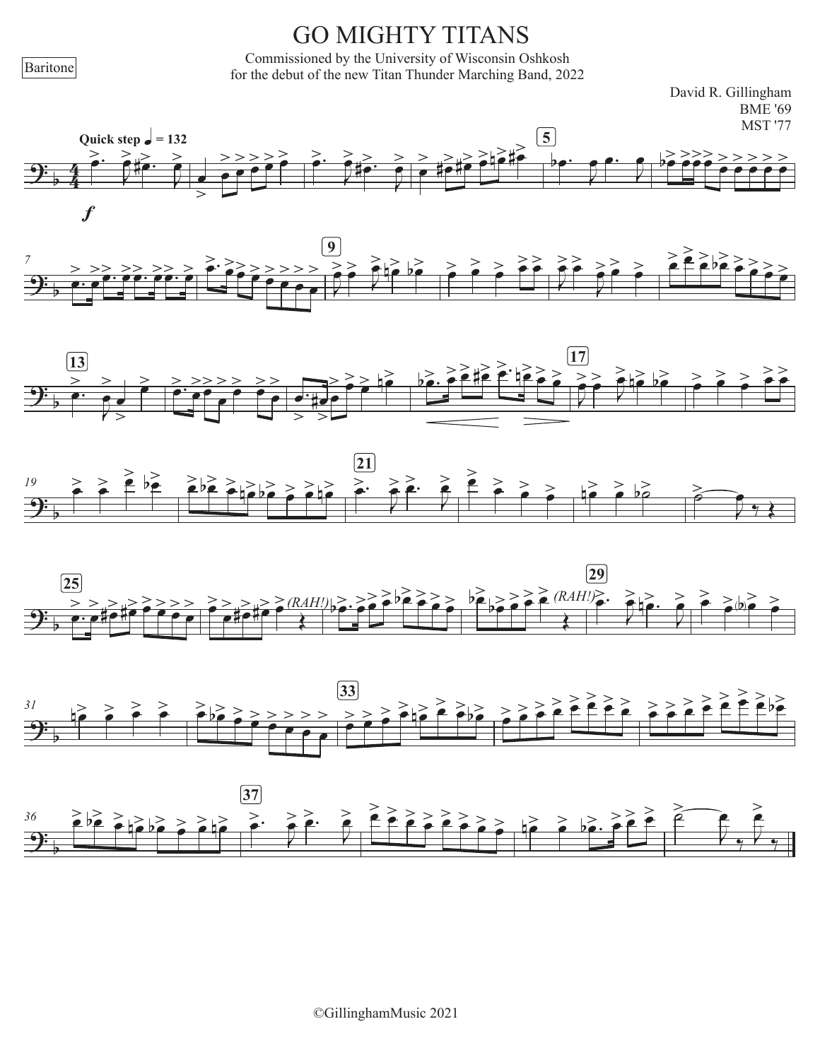Baritone

# GO MIGHTY TITANS

Commissioned by the University of Wisconsin Oshkosh
for the debut of the new Titan Thunder Marching Band, 2022

David R. Gillingham
BME '69
MST '77

Quick step ♩ = 132

©GillinghamMusic 2021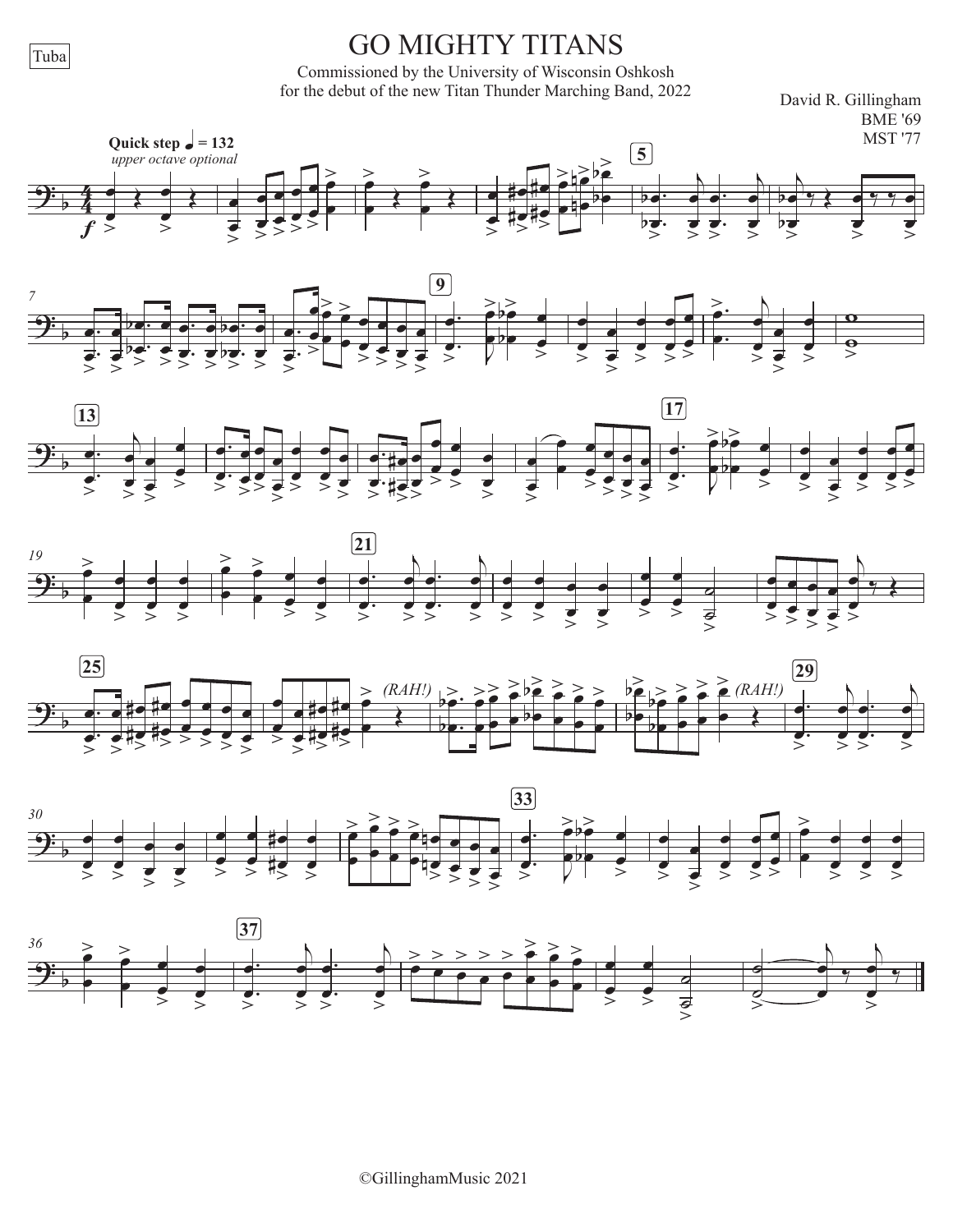Tuba

# GO MIGHTY TITANS

Commissioned by the University of Wisconsin Oshkosh
for the debut of the new Titan Thunder Marching Band, 2022

David R. Gillingham
BME '69
MST '77

**Quick step** ♩ = 132
*upper octave optional*

*f*

(RAH!)

(RAH!)

©GillinghamMusic 2021